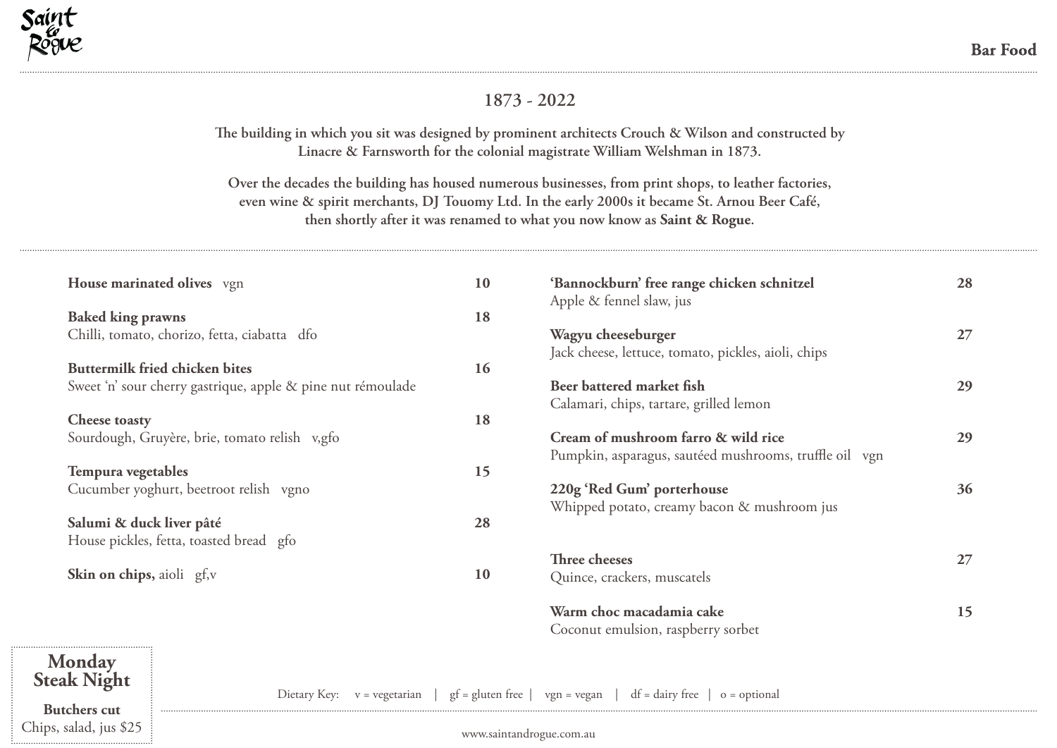Saint & Rogue

**Bar Food**

## 1873 - 2022

**The building in which you sit was designed by prominent architects Crouch & Wilson and constructed by Linacre & Farnsworth for the colonial magistrate William Welshman in 1873.**

**Over the decades the building has housed numerous businesses, from print shops, to leather factories, even wine & spirit merchants, DJ Touomy Ltd. In the early 2000s it became St. Arnou Beer Café, then shortly after it was renamed to what you now know as Saint & Rogue.**

**House marinated olives** vgn — 10

**Baked king prawns** — 18
Chilli, tomato, chorizo, fetta, ciabatta dfo

**Buttermilk fried chicken bites** — 16
Sweet 'n' sour cherry gastrique, apple & pine nut rémoulade

**Cheese toasty** — 18
Sourdough, Gruyère, brie, tomato relish v,gfo

**Tempura vegetables** — 15
Cucumber yoghurt, beetroot relish vgno

**Salumi & duck liver pâté** — 28
House pickles, fetta, toasted bread gfo

**Skin on chips,** aioli gf,v — 10

**'Bannockburn' free range chicken schnitzel** — 28
Apple & fennel slaw, jus

**Wagyu cheeseburger** — 27
Jack cheese, lettuce, tomato, pickles, aioli, chips

**Beer battered market fish** — 29
Calamari, chips, tartare, grilled lemon

**Cream of mushroom farro & wild rice** — 29
Pumpkin, asparagus, sautéed mushrooms, truffle oil vgn

**220g 'Red Gum' porterhouse** — 36
Whipped potato, creamy bacon & mushroom jus

**Three cheeses** — 27
Quince, crackers, muscatels

**Warm choc macadamia cake** — 15
Coconut emulsion, raspberry sorbet

**Monday Steak Night**

**Butchers cut**
Chips, salad, jus $25

Dietary Key: v = vegetarian | gf = gluten free | vgn = vegan | df = dairy free | o = optional

www.saintandrogue.com.au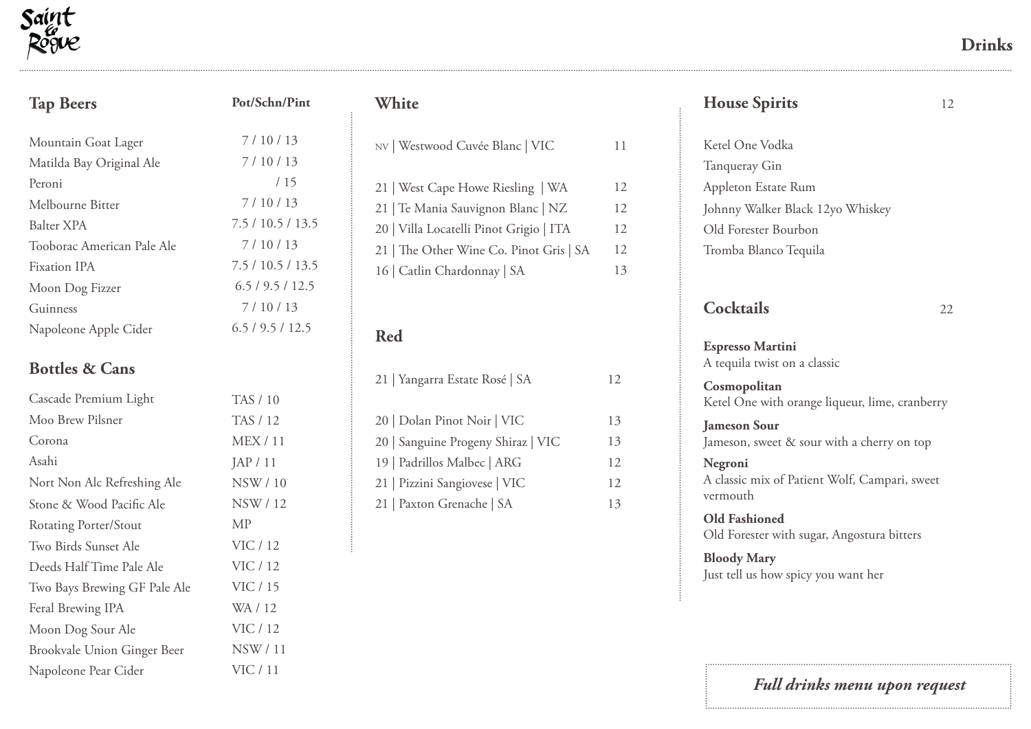Saint & Rogue

# Drinks

## Tap Beers

| Tap Beers | Pot/Schn/Pint |
|---|---|
| Mountain Goat Lager | 7 / 10 / 13 |
| Matilda Bay Original Ale | 7 / 10 / 13 |
| Peroni | / 15 |
| Melbourne Bitter | 7 / 10 / 13 |
| Balter XPA | 7.5 / 10.5 / 13.5 |
| Tooborac American Pale Ale | 7 / 10 / 13 |
| Fixation IPA | 7.5 / 10.5 / 13.5 |
| Moon Dog Fizzer | 6.5 / 9.5 / 12.5 |
| Guinness | 7 / 10 / 13 |
| Napoleone Apple Cider | 6.5 / 9.5 / 12.5 |

## Bottles & Cans

| | |
|---|---|
| Cascade Premium Light | TAS / 10 |
| Moo Brew Pilsner | TAS / 12 |
| Corona | MEX / 11 |
| Asahi | JAP / 11 |
| Nort Non Alc Refreshing Ale | NSW / 10 |
| Stone & Wood Pacific Ale | NSW / 12 |
| Rotating Porter/Stout | MP |
| Two Birds Sunset Ale | VIC / 12 |
| Deeds Half Time Pale Ale | VIC / 12 |
| Two Bays Brewing GF Pale Ale | VIC / 15 |
| Feral Brewing IPA | WA / 12 |
| Moon Dog Sour Ale | VIC / 12 |
| Brookvale Union Ginger Beer | NSW / 11 |
| Napoleone Pear Cider | VIC / 11 |

## White

| | |
|---|---|
| NV \| Westwood Cuvée Blanc \| VIC | 11 |
| 21 \| West Cape Howe Riesling \| WA | 12 |
| 21 \| Te Mania Sauvignon Blanc \| NZ | 12 |
| 20 \| Villa Locatelli Pinot Grigio \| ITA | 12 |
| 21 \| The Other Wine Co. Pinot Gris \| SA | 12 |
| 16 \| Catlin Chardonnay \| SA | 13 |

## Red

| | |
|---|---|
| 21 \| Yangarra Estate Rosé \| SA | 12 |
| 20 \| Dolan Pinot Noir \| VIC | 13 |
| 20 \| Sanguine Progeny Shiraz \| VIC | 13 |
| 19 \| Padrillos Malbec \| ARG | 12 |
| 21 \| Pizzini Sangiovese \| VIC | 12 |
| 21 \| Paxton Grenache \| SA | 13 |

## House Spirits — 12

- Ketel One Vodka
- Tanqueray Gin
- Appleton Estate Rum
- Johnny Walker Black 12yo Whiskey
- Old Forester Bourbon
- Tromba Blanco Tequila

## Cocktails — 22

**Espresso Martini**
A tequila twist on a classic

**Cosmopolitan**
Ketel One with orange liqueur, lime, cranberry

**Jameson Sour**
Jameson, sweet & sour with a cherry on top

**Negroni**
A classic mix of Patient Wolf, Campari, sweet vermouth

**Old Fashioned**
Old Forester with sugar, Angostura bitters

**Bloody Mary**
Just tell us how spicy you want her

***Full drinks menu upon request***